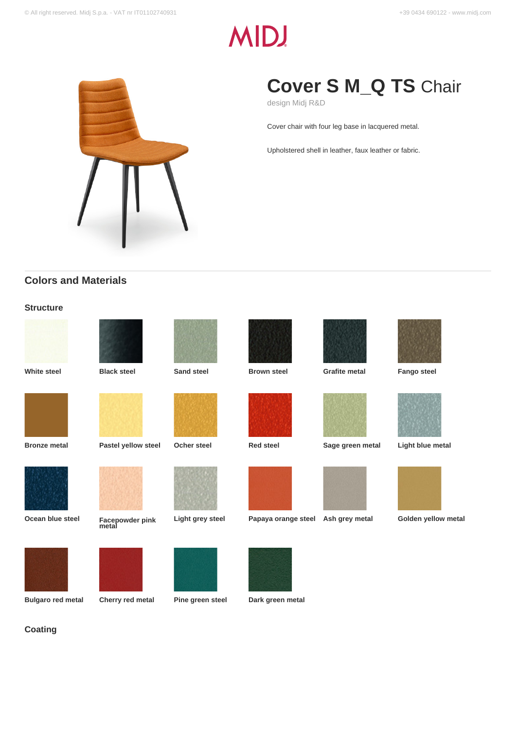# Cover S M_Q TS Chair

design Midj R&D

Cover chair with four leg base in lacquered metal.

Upholstered shell in leather, faux leather or fabric.

## Colors and Materials

### Structure

- White steel
- Black steel
- Sand steel
- Brown steel
- Grafite metal
- Fango steel
- Bronze metal
- Pastel yellow steel
- Ocher steel
- Red steel
- Sage green metal
- Light blue metal
- Ocean blue steel
- Facepowder pink metal
- Light grey steel
- Papaya orange steel
- Ash grey metal
- Golden yellow metal
- Bulgaro red metal
- Cherry red metal
- Pine green steel
- Dark green metal

### Coating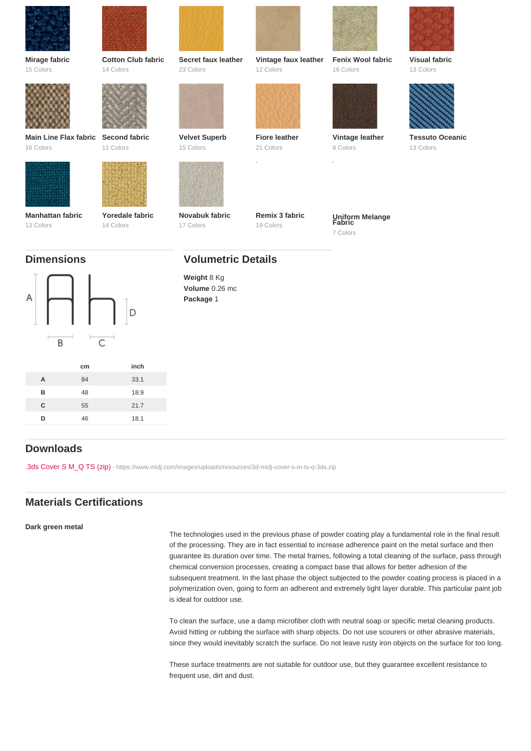**Mirage fabric**
15 Colors

**Cotton Club fabric**
14 Colors

**Secret faux leather**
23 Colors

**Vintage faux leather**
12 Colors

**Fenix Wool fabric**
16 Colors

**Visual fabric**
13 Colors

**Main Line Flax fabric**
16 Colors

**Second fabric**
11 Colors

**Velvet Superb**
15 Colors

**Fiore leather**
21 Colors

**Vintage leather**
8 Colors

**Tessuto Oceanic**
13 Colors

**Manhattan fabric**
13 Colors

**Yoredale fabric**
14 Colors

**Novabuk fabric**
17 Colors

**Remix 3 fabric**
19 Colors

**Uniform Melange Fabric**
7 Colors

## Dimensions

| | cm | inch |
|---|---|---|
| **A** | 84 | 33.1 |
| **B** | 48 | 18.9 |
| **C** | 55 | 21.7 |
| **D** | 46 | 18.1 |

## Volumetric Details

**Weight** 8 Kg
**Volume** 0.26 mc
**Package** 1

## Downloads

.3ds Cover S M_Q TS (zip) - https://www.midj.com/images/uploads/resources/3d-midj-cover-s-m-ts-q-3ds.zip

## Materials Certifications

**Dark green metal**

The technologies used in the previous phase of powder coating play a fundamental role in the final result of the processing. They are in fact essential to increase adherence paint on the metal surface and then guarantee its duration over time. The metal frames, following a total cleaning of the surface, pass through chemical conversion processes, creating a compact base that allows for better adhesion of the subsequent treatment. In the last phase the object subjected to the powder coating process is placed in a polymerization oven, going to form an adherent and extremely tight layer durable. This particular paint job is ideal for outdoor use.

To clean the surface, use a damp microfiber cloth with neutral soap or specific metal cleaning products. Avoid hitting or rubbing the surface with sharp objects. Do not use scourers or other abrasive materials, since they would inevitably scratch the surface. Do not leave rusty iron objects on the surface for too long.

These surface treatments are not suitable for outdoor use, but they guarantee excellent resistance to frequent use, dirt and dust.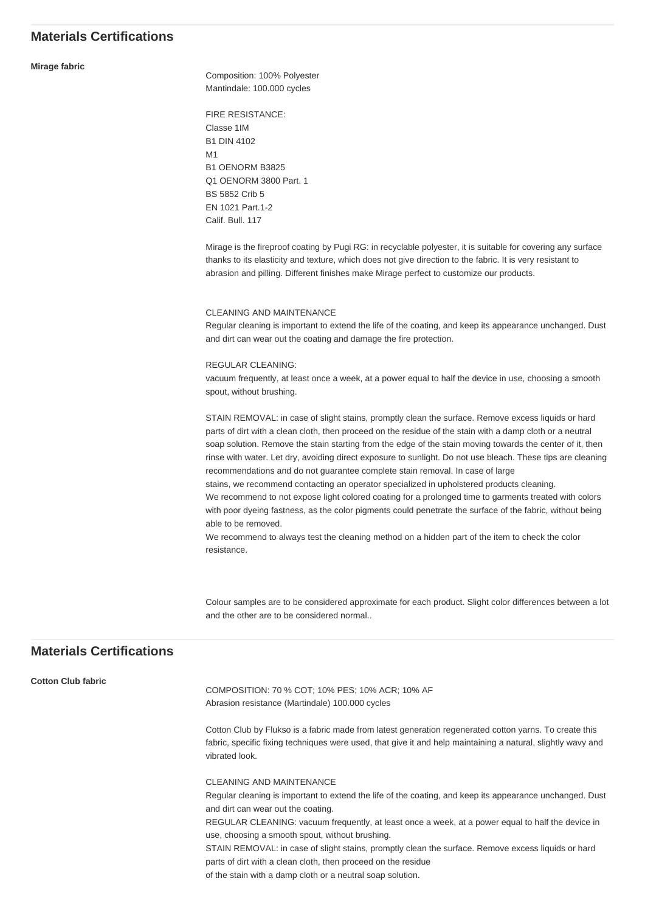## Materials Certifications

**Mirage fabric**

Composition: 100% Polyester
Mantindale: 100.000 cycles

FIRE RESISTANCE:
Classe 1IM
B1 DIN 4102
M1
B1 OENORM B3825
Q1 OENORM 3800 Part. 1
BS 5852 Crib 5
EN 1021 Part.1-2
Calif. Bull. 117

Mirage is the fireproof coating by Pugi RG: in recyclable polyester, it is suitable for covering any surface thanks to its elasticity and texture, which does not give direction to the fabric. It is very resistant to abrasion and pilling. Different finishes make Mirage perfect to customize our products.

CLEANING AND MAINTENANCE
Regular cleaning is important to extend the life of the coating, and keep its appearance unchanged. Dust and dirt can wear out the coating and damage the fire protection.

REGULAR CLEANING:
vacuum frequently, at least once a week, at a power equal to half the device in use, choosing a smooth spout, without brushing.

STAIN REMOVAL: in case of slight stains, promptly clean the surface. Remove excess liquids or hard parts of dirt with a clean cloth, then proceed on the residue of the stain with a damp cloth or a neutral soap solution. Remove the stain starting from the edge of the stain moving towards the center of it, then rinse with water. Let dry, avoiding direct exposure to sunlight. Do not use bleach. These tips are cleaning recommendations and do not guarantee complete stain removal. In case of large stains, we recommend contacting an operator specialized in upholstered products cleaning.
We recommend to not expose light colored coating for a prolonged time to garments treated with colors with poor dyeing fastness, as the color pigments could penetrate the surface of the fabric, without being able to be removed.
We recommend to always test the cleaning method on a hidden part of the item to check the color resistance.

Colour samples are to be considered approximate for each product. Slight color differences between a lot and the other are to be considered normal..

## Materials Certifications

**Cotton Club fabric**

COMPOSITION: 70 % COT; 10% PES; 10% ACR; 10% AF
Abrasion resistance (Martindale) 100.000 cycles

Cotton Club by Flukso is a fabric made from latest generation regenerated cotton yarns. To create this fabric, specific fixing techniques were used, that give it and help maintaining a natural, slightly wavy and vibrated look.

CLEANING AND MAINTENANCE
Regular cleaning is important to extend the life of the coating, and keep its appearance unchanged. Dust and dirt can wear out the coating.
REGULAR CLEANING: vacuum frequently, at least once a week, at a power equal to half the device in use, choosing a smooth spout, without brushing.
STAIN REMOVAL: in case of slight stains, promptly clean the surface. Remove excess liquids or hard parts of dirt with a clean cloth, then proceed on the residue of the stain with a damp cloth or a neutral soap solution.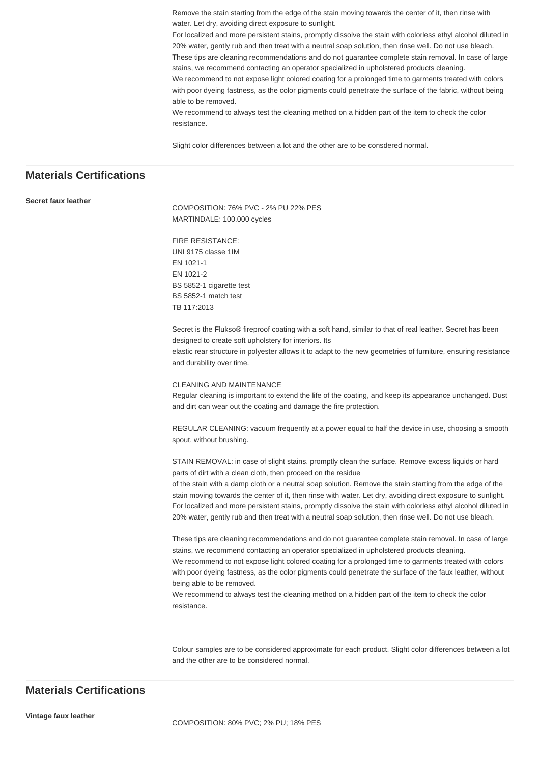Remove the stain starting from the edge of the stain moving towards the center of it, then rinse with water. Let dry, avoiding direct exposure to sunlight.
For localized and more persistent stains, promptly dissolve the stain with colorless ethyl alcohol diluted in 20% water, gently rub and then treat with a neutral soap solution, then rinse well. Do not use bleach.
These tips are cleaning recommendations and do not guarantee complete stain removal. In case of large stains, we recommend contacting an operator specialized in upholstered products cleaning.
We recommend to not expose light colored coating for a prolonged time to garments treated with colors with poor dyeing fastness, as the color pigments could penetrate the surface of the fabric, without being able to be removed.
We recommend to always test the cleaning method on a hidden part of the item to check the color resistance.

Slight color differences between a lot and the other are to be consdered normal.

## Materials Certifications

**Secret faux leather**

COMPOSITION: 76% PVC - 2% PU 22% PES
MARTINDALE: 100.000 cycles

FIRE RESISTANCE:
UNI 9175 classe 1IM
EN 1021-1
EN 1021-2
BS 5852-1 cigarette test
BS 5852-1 match test
TB 117:2013

Secret is the Flukso® fireproof coating with a soft hand, similar to that of real leather. Secret has been designed to create soft upholstery for interiors. Its
elastic rear structure in polyester allows it to adapt to the new geometries of furniture, ensuring resistance and durability over time.

CLEANING AND MAINTENANCE
Regular cleaning is important to extend the life of the coating, and keep its appearance unchanged. Dust and dirt can wear out the coating and damage the fire protection.

REGULAR CLEANING: vacuum frequently at a power equal to half the device in use, choosing a smooth spout, without brushing.

STAIN REMOVAL: in case of slight stains, promptly clean the surface. Remove excess liquids or hard parts of dirt with a clean cloth, then proceed on the residue
of the stain with a damp cloth or a neutral soap solution. Remove the stain starting from the edge of the stain moving towards the center of it, then rinse with water. Let dry, avoiding direct exposure to sunlight.
For localized and more persistent stains, promptly dissolve the stain with colorless ethyl alcohol diluted in 20% water, gently rub and then treat with a neutral soap solution, then rinse well. Do not use bleach.

These tips are cleaning recommendations and do not guarantee complete stain removal. In case of large stains, we recommend contacting an operator specialized in upholstered products cleaning.
We recommend to not expose light colored coating for a prolonged time to garments treated with colors with poor dyeing fastness, as the color pigments could penetrate the surface of the faux leather, without being able to be removed.
We recommend to always test the cleaning method on a hidden part of the item to check the color resistance.

Colour samples are to be considered approximate for each product. Slight color differences between a lot and the other are to be considered normal.

## Materials Certifications

**Vintage faux leather**

COMPOSITION: 80% PVC; 2% PU; 18% PES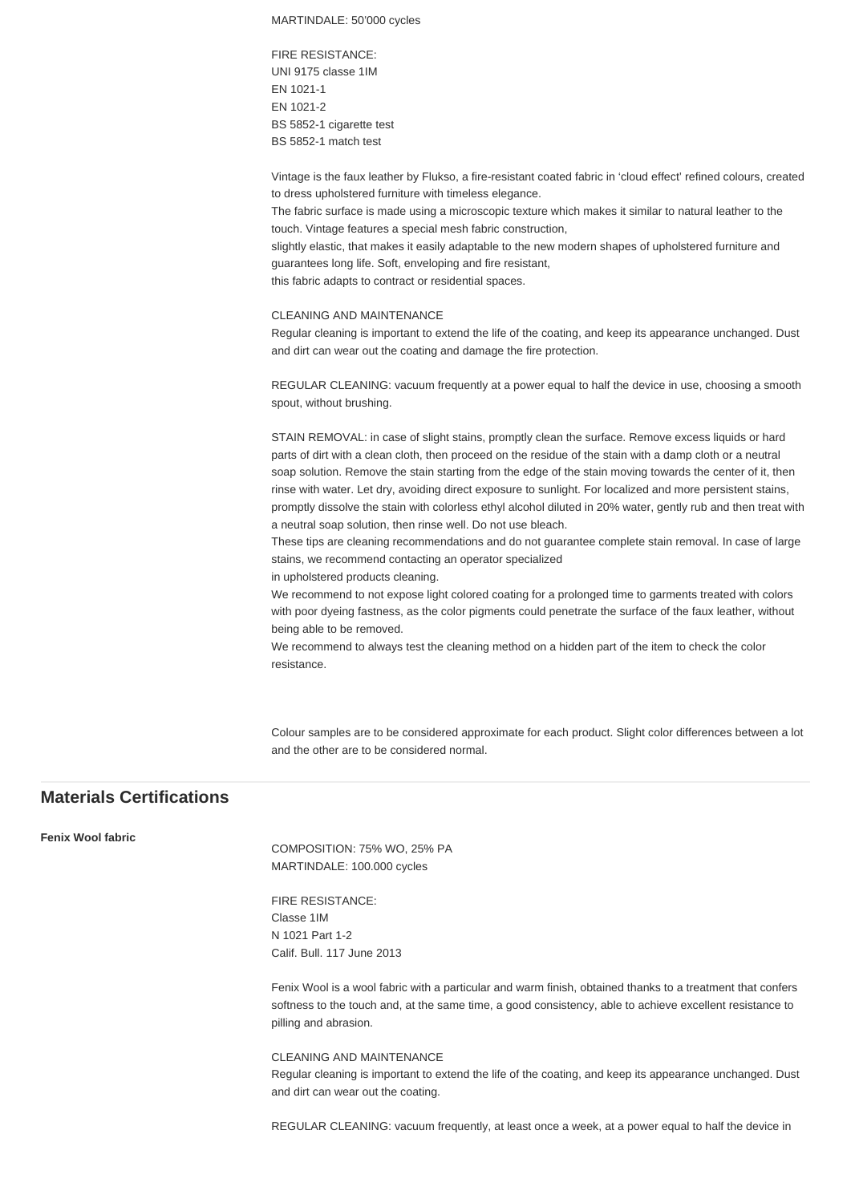MARTINDALE: 50'000 cycles

FIRE RESISTANCE:
UNI 9175 classe 1IM
EN 1021-1
EN 1021-2
BS 5852-1 cigarette test
BS 5852-1 match test

Vintage is the faux leather by Flukso, a fire-resistant coated fabric in 'cloud effect' refined colours, created to dress upholstered furniture with timeless elegance.
The fabric surface is made using a microscopic texture which makes it similar to natural leather to the touch. Vintage features a special mesh fabric construction,
slightly elastic, that makes it easily adaptable to the new modern shapes of upholstered furniture and guarantees long life. Soft, enveloping and fire resistant,
this fabric adapts to contract or residential spaces.

CLEANING AND MAINTENANCE
Regular cleaning is important to extend the life of the coating, and keep its appearance unchanged. Dust and dirt can wear out the coating and damage the fire protection.

REGULAR CLEANING: vacuum frequently at a power equal to half the device in use, choosing a smooth spout, without brushing.

STAIN REMOVAL: in case of slight stains, promptly clean the surface. Remove excess liquids or hard parts of dirt with a clean cloth, then proceed on the residue of the stain with a damp cloth or a neutral soap solution. Remove the stain starting from the edge of the stain moving towards the center of it, then rinse with water. Let dry, avoiding direct exposure to sunlight. For localized and more persistent stains, promptly dissolve the stain with colorless ethyl alcohol diluted in 20% water, gently rub and then treat with a neutral soap solution, then rinse well. Do not use bleach.
These tips are cleaning recommendations and do not guarantee complete stain removal. In case of large stains, we recommend contacting an operator specialized
in upholstered products cleaning.
We recommend to not expose light colored coating for a prolonged time to garments treated with colors with poor dyeing fastness, as the color pigments could penetrate the surface of the faux leather, without being able to be removed.
We recommend to always test the cleaning method on a hidden part of the item to check the color resistance.

Colour samples are to be considered approximate for each product. Slight color differences between a lot and the other are to be considered normal.

## Materials Certifications

**Fenix Wool fabric**

COMPOSITION: 75% WO, 25% PA
MARTINDALE: 100.000 cycles

FIRE RESISTANCE:
Classe 1IM
N 1021 Part 1-2
Calif. Bull. 117 June 2013

Fenix Wool is a wool fabric with a particular and warm finish, obtained thanks to a treatment that confers softness to the touch and, at the same time, a good consistency, able to achieve excellent resistance to pilling and abrasion.

CLEANING AND MAINTENANCE
Regular cleaning is important to extend the life of the coating, and keep its appearance unchanged. Dust and dirt can wear out the coating.

REGULAR CLEANING: vacuum frequently, at least once a week, at a power equal to half the device in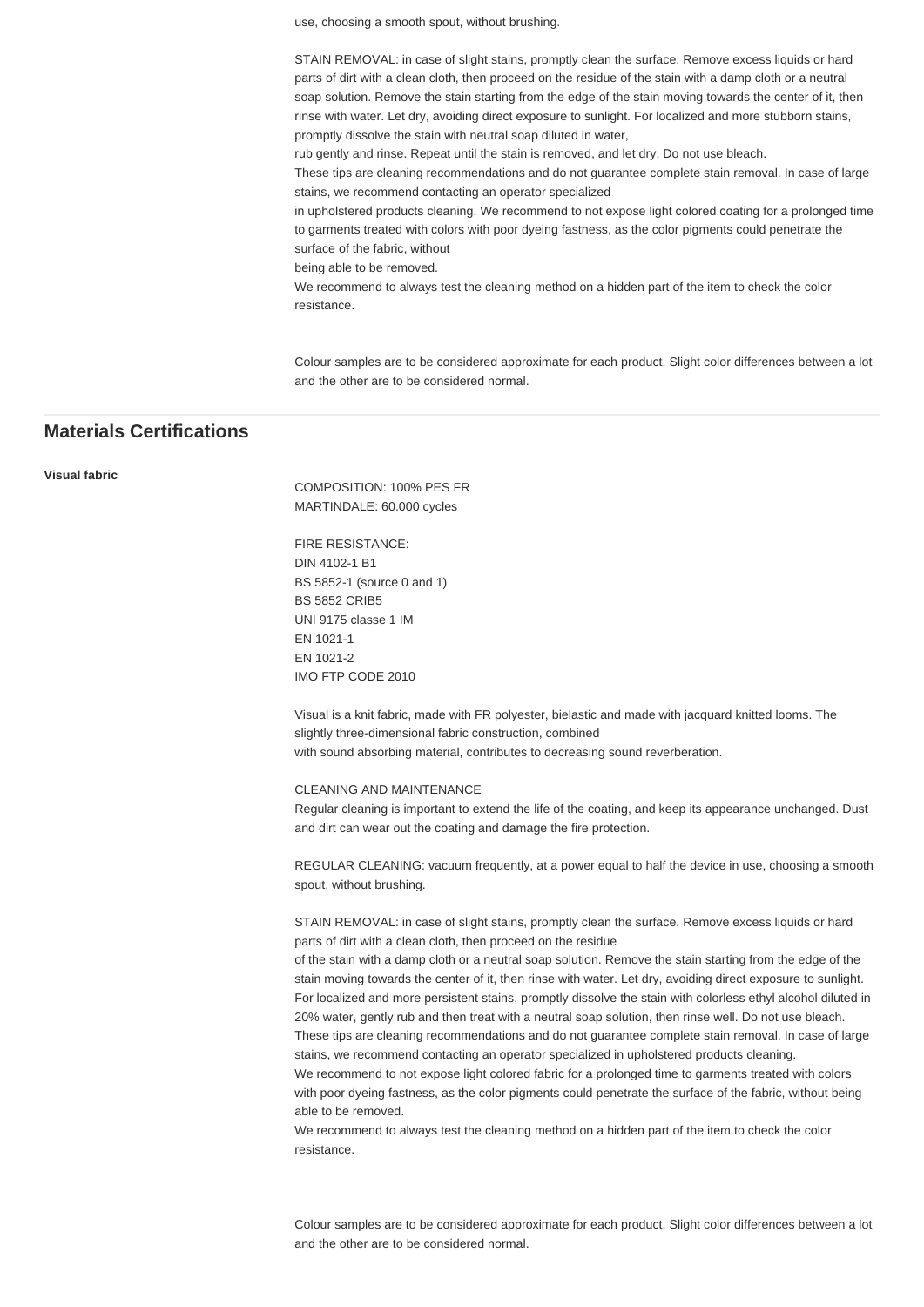use, choosing a smooth spout, without brushing.

STAIN REMOVAL: in case of slight stains, promptly clean the surface. Remove excess liquids or hard parts of dirt with a clean cloth, then proceed on the residue of the stain with a damp cloth or a neutral soap solution. Remove the stain starting from the edge of the stain moving towards the center of it, then rinse with water. Let dry, avoiding direct exposure to sunlight. For localized and more stubborn stains, promptly dissolve the stain with neutral soap diluted in water,
rub gently and rinse. Repeat until the stain is removed, and let dry. Do not use bleach.
These tips are cleaning recommendations and do not guarantee complete stain removal. In case of large stains, we recommend contacting an operator specialized
in upholstered products cleaning. We recommend to not expose light colored coating for a prolonged time to garments treated with colors with poor dyeing fastness, as the color pigments could penetrate the surface of the fabric, without
being able to be removed.
We recommend to always test the cleaning method on a hidden part of the item to check the color resistance.

Colour samples are to be considered approximate for each product. Slight color differences between a lot and the other are to be considered normal.

## Materials Certifications

**Visual fabric**

COMPOSITION: 100% PES FR
MARTINDALE: 60.000 cycles

FIRE RESISTANCE:
DIN 4102-1 B1
BS 5852-1 (source 0 and 1)
BS 5852 CRIB5
UNI 9175 classe 1 IM
EN 1021-1
EN 1021-2
IMO FTP CODE 2010

Visual is a knit fabric, made with FR polyester, bielastic and made with jacquard knitted looms. The slightly three-dimensional fabric construction, combined
with sound absorbing material, contributes to decreasing sound reverberation.

CLEANING AND MAINTENANCE
Regular cleaning is important to extend the life of the coating, and keep its appearance unchanged. Dust and dirt can wear out the coating and damage the fire protection.

REGULAR CLEANING: vacuum frequently, at a power equal to half the device in use, choosing a smooth spout, without brushing.

STAIN REMOVAL: in case of slight stains, promptly clean the surface. Remove excess liquids or hard parts of dirt with a clean cloth, then proceed on the residue
of the stain with a damp cloth or a neutral soap solution. Remove the stain starting from the edge of the stain moving towards the center of it, then rinse with water. Let dry, avoiding direct exposure to sunlight. For localized and more persistent stains, promptly dissolve the stain with colorless ethyl alcohol diluted in 20% water, gently rub and then treat with a neutral soap solution, then rinse well. Do not use bleach.
These tips are cleaning recommendations and do not guarantee complete stain removal. In case of large stains, we recommend contacting an operator specialized in upholstered products cleaning.
We recommend to not expose light colored fabric for a prolonged time to garments treated with colors with poor dyeing fastness, as the color pigments could penetrate the surface of the fabric, without being able to be removed.
We recommend to always test the cleaning method on a hidden part of the item to check the color resistance.

Colour samples are to be considered approximate for each product. Slight color differences between a lot and the other are to be considered normal.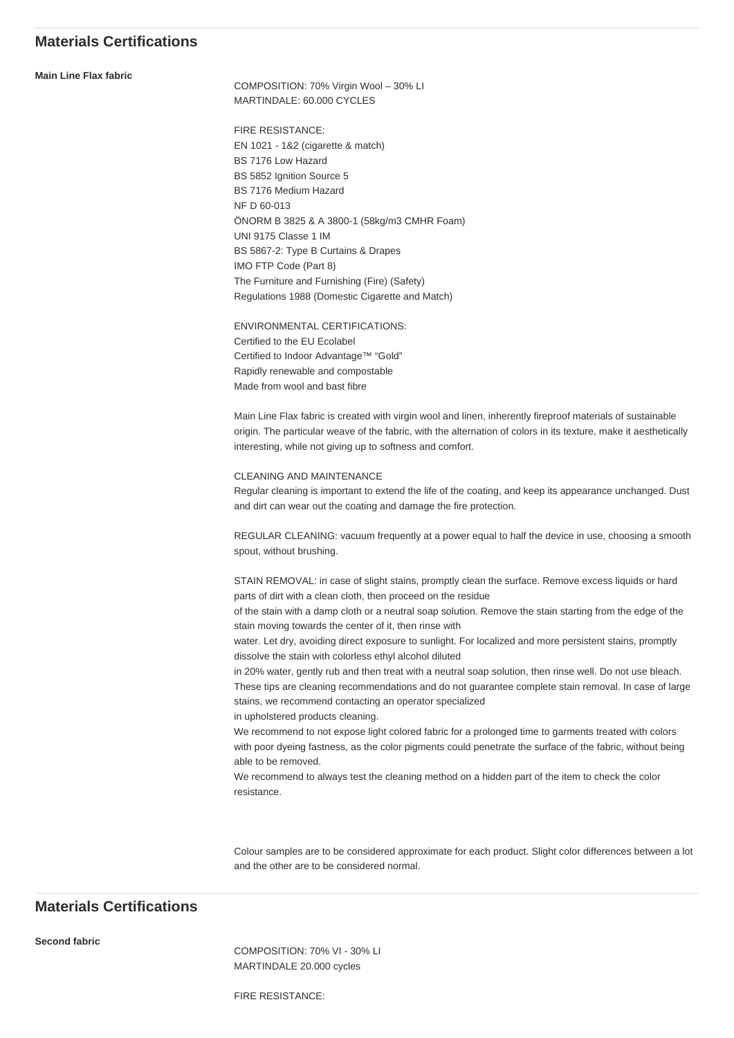## Materials Certifications

**Main Line Flax fabric**

COMPOSITION: 70% Virgin Wool – 30% LI
MARTINDALE: 60.000 CYCLES

FIRE RESISTANCE:
EN 1021 - 1&2 (cigarette & match)
BS 7176 Low Hazard
BS 5852 Ignition Source 5
BS 7176 Medium Hazard
NF D 60-013
ÖNORM B 3825 & A 3800-1 (58kg/m3 CMHR Foam)
UNI 9175 Classe 1 IM
BS 5867-2: Type B Curtains & Drapes
IMO FTP Code (Part 8)
The Furniture and Furnishing (Fire) (Safety)
Regulations 1988 (Domestic Cigarette and Match)

ENVIRONMENTAL CERTIFICATIONS:
Certified to the EU Ecolabel
Certified to Indoor Advantage™ "Gold"
Rapidly renewable and compostable
Made from wool and bast fibre

Main Line Flax fabric is created with virgin wool and linen, inherently fireproof materials of sustainable origin. The particular weave of the fabric, with the alternation of colors in its texture, make it aesthetically interesting, while not giving up to softness and comfort.

CLEANING AND MAINTENANCE
Regular cleaning is important to extend the life of the coating, and keep its appearance unchanged. Dust and dirt can wear out the coating and damage the fire protection.

REGULAR CLEANING: vacuum frequently at a power equal to half the device in use, choosing a smooth spout, without brushing.

STAIN REMOVAL: in case of slight stains, promptly clean the surface. Remove excess liquids or hard parts of dirt with a clean cloth, then proceed on the residue
of the stain with a damp cloth or a neutral soap solution. Remove the stain starting from the edge of the stain moving towards the center of it, then rinse with
water. Let dry, avoiding direct exposure to sunlight. For localized and more persistent stains, promptly dissolve the stain with colorless ethyl alcohol diluted
in 20% water, gently rub and then treat with a neutral soap solution, then rinse well. Do not use bleach.
These tips are cleaning recommendations and do not guarantee complete stain removal. In case of large stains, we recommend contacting an operator specialized
in upholstered products cleaning.
We recommend to not expose light colored fabric for a prolonged time to garments treated with colors with poor dyeing fastness, as the color pigments could penetrate the surface of the fabric, without being able to be removed.
We recommend to always test the cleaning method on a hidden part of the item to check the color resistance.

Colour samples are to be considered approximate for each product. Slight color differences between a lot and the other are to be considered normal.

## Materials Certifications

**Second fabric**

COMPOSITION: 70% VI - 30% LI
MARTINDALE 20.000 cycles

FIRE RESISTANCE: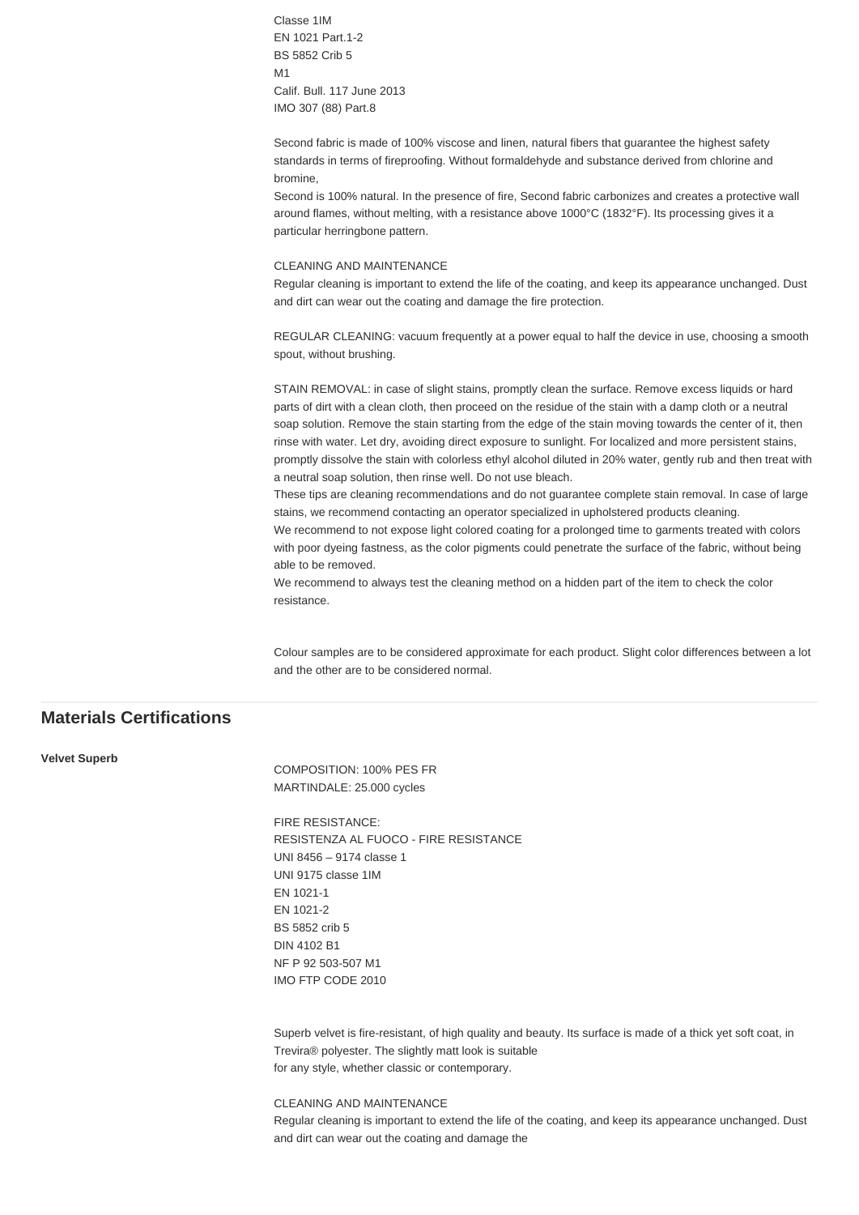Classe 1IM
EN 1021 Part.1-2
BS 5852 Crib 5
M1
Calif. Bull. 117 June 2013
IMO 307 (88) Part.8

Second fabric is made of 100% viscose and linen, natural fibers that guarantee the highest safety standards in terms of fireproofing. Without formaldehyde and substance derived from chlorine and bromine,
Second is 100% natural. In the presence of fire, Second fabric carbonizes and creates a protective wall around flames, without melting, with a resistance above 1000°C (1832°F). Its processing gives it a particular herringbone pattern.

CLEANING AND MAINTENANCE
Regular cleaning is important to extend the life of the coating, and keep its appearance unchanged. Dust and dirt can wear out the coating and damage the fire protection.

REGULAR CLEANING: vacuum frequently at a power equal to half the device in use, choosing a smooth spout, without brushing.

STAIN REMOVAL: in case of slight stains, promptly clean the surface. Remove excess liquids or hard parts of dirt with a clean cloth, then proceed on the residue of the stain with a damp cloth or a neutral soap solution. Remove the stain starting from the edge of the stain moving towards the center of it, then rinse with water. Let dry, avoiding direct exposure to sunlight. For localized and more persistent stains, promptly dissolve the stain with colorless ethyl alcohol diluted in 20% water, gently rub and then treat with a neutral soap solution, then rinse well. Do not use bleach.
These tips are cleaning recommendations and do not guarantee complete stain removal. In case of large stains, we recommend contacting an operator specialized in upholstered products cleaning.
We recommend to not expose light colored coating for a prolonged time to garments treated with colors with poor dyeing fastness, as the color pigments could penetrate the surface of the fabric, without being able to be removed.
We recommend to always test the cleaning method on a hidden part of the item to check the color resistance.

Colour samples are to be considered approximate for each product. Slight color differences between a lot and the other are to be considered normal.

## Materials Certifications

**Velvet Superb**

COMPOSITION: 100% PES FR
MARTINDALE: 25.000 cycles

FIRE RESISTANCE:
RESISTENZA AL FUOCO - FIRE RESISTANCE
UNI 8456 – 9174 classe 1
UNI 9175 classe 1IM
EN 1021-1
EN 1021-2
BS 5852 crib 5
DIN 4102 B1
NF P 92 503-507 M1
IMO FTP CODE 2010

Superb velvet is fire-resistant, of high quality and beauty. Its surface is made of a thick yet soft coat, in Trevira® polyester. The slightly matt look is suitable
for any style, whether classic or contemporary.

CLEANING AND MAINTENANCE
Regular cleaning is important to extend the life of the coating, and keep its appearance unchanged. Dust and dirt can wear out the coating and damage the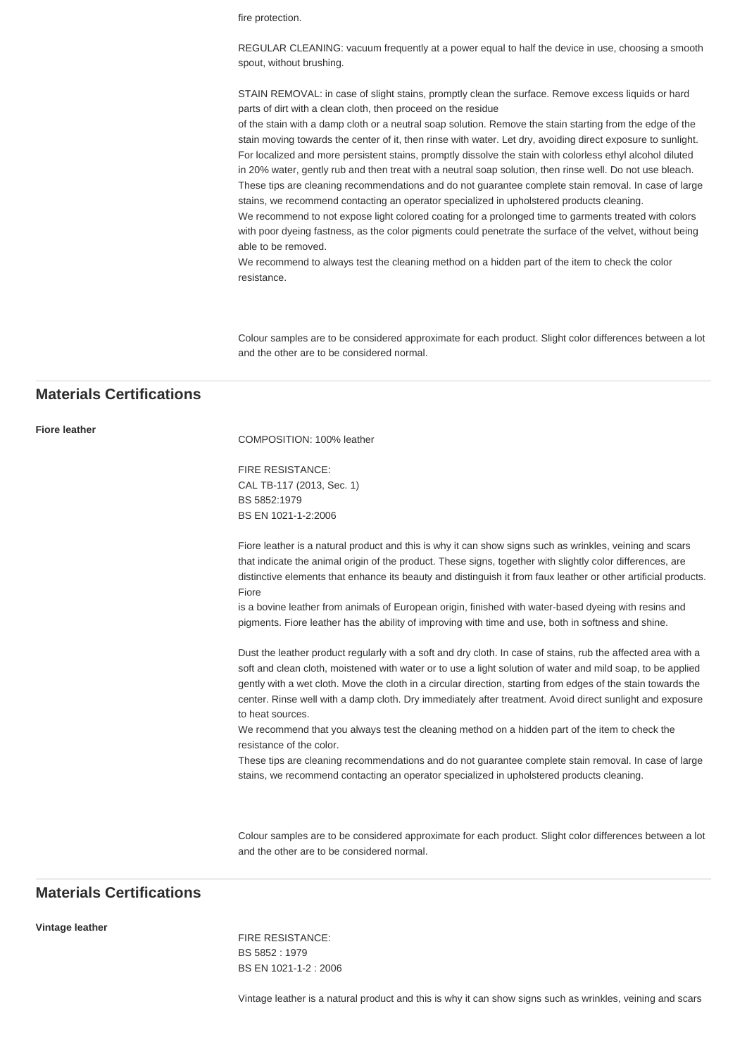fire protection.

REGULAR CLEANING: vacuum frequently at a power equal to half the device in use, choosing a smooth spout, without brushing.

STAIN REMOVAL: in case of slight stains, promptly clean the surface. Remove excess liquids or hard parts of dirt with a clean cloth, then proceed on the residue
of the stain with a damp cloth or a neutral soap solution. Remove the stain starting from the edge of the stain moving towards the center of it, then rinse with water. Let dry, avoiding direct exposure to sunlight.
For localized and more persistent stains, promptly dissolve the stain with colorless ethyl alcohol diluted in 20% water, gently rub and then treat with a neutral soap solution, then rinse well. Do not use bleach.
These tips are cleaning recommendations and do not guarantee complete stain removal. In case of large stains, we recommend contacting an operator specialized in upholstered products cleaning.
We recommend to not expose light colored coating for a prolonged time to garments treated with colors with poor dyeing fastness, as the color pigments could penetrate the surface of the velvet, without being able to be removed.
We recommend to always test the cleaning method on a hidden part of the item to check the color resistance.

Colour samples are to be considered approximate for each product. Slight color differences between a lot and the other are to be considered normal.

## Materials Certifications

**Fiore leather**

COMPOSITION: 100% leather

FIRE RESISTANCE:
CAL TB-117 (2013, Sec. 1)
BS 5852:1979
BS EN 1021-1-2:2006

Fiore leather is a natural product and this is why it can show signs such as wrinkles, veining and scars that indicate the animal origin of the product. These signs, together with slightly color differences, are distinctive elements that enhance its beauty and distinguish it from faux leather or other artificial products. Fiore
is a bovine leather from animals of European origin, finished with water-based dyeing with resins and pigments. Fiore leather has the ability of improving with time and use, both in softness and shine.

Dust the leather product regularly with a soft and dry cloth. In case of stains, rub the affected area with a soft and clean cloth, moistened with water or to use a light solution of water and mild soap, to be applied gently with a wet cloth. Move the cloth in a circular direction, starting from edges of the stain towards the center. Rinse well with a damp cloth. Dry immediately after treatment. Avoid direct sunlight and exposure to heat sources.
We recommend that you always test the cleaning method on a hidden part of the item to check the resistance of the color.
These tips are cleaning recommendations and do not guarantee complete stain removal. In case of large stains, we recommend contacting an operator specialized in upholstered products cleaning.

Colour samples are to be considered approximate for each product. Slight color differences between a lot and the other are to be considered normal.

## Materials Certifications

**Vintage leather**

FIRE RESISTANCE:
BS 5852 : 1979
BS EN 1021-1-2 : 2006

Vintage leather is a natural product and this is why it can show signs such as wrinkles, veining and scars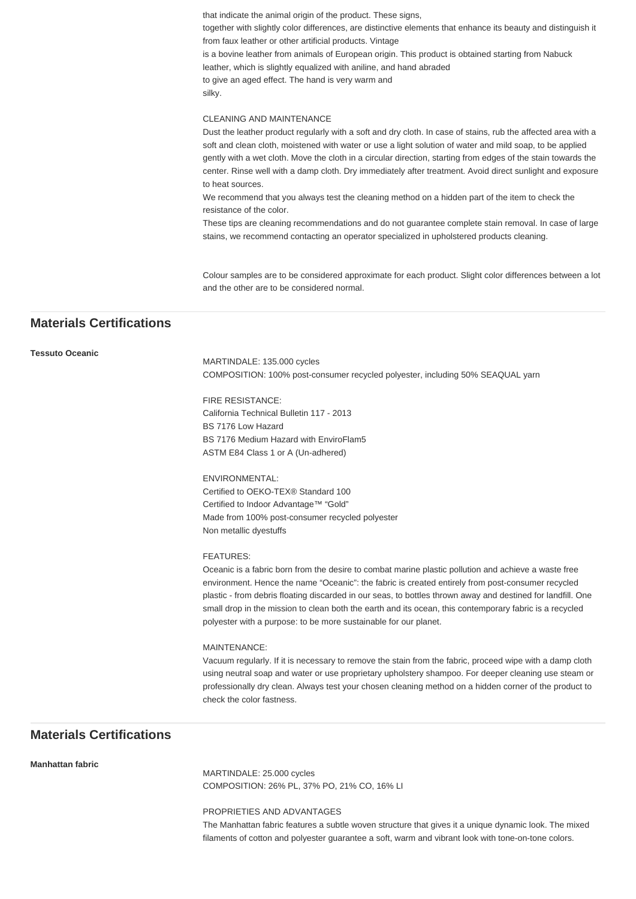that indicate the animal origin of the product. These signs,
together with slightly color differences, are distinctive elements that enhance its beauty and distinguish it from faux leather or other artificial products. Vintage
is a bovine leather from animals of European origin. This product is obtained starting from Nabuck leather, which is slightly equalized with aniline, and hand abraded
to give an aged effect. The hand is very warm and
silky.

CLEANING AND MAINTENANCE
Dust the leather product regularly with a soft and dry cloth. In case of stains, rub the affected area with a soft and clean cloth, moistened with water or use a light solution of water and mild soap, to be applied gently with a wet cloth. Move the cloth in a circular direction, starting from edges of the stain towards the center. Rinse well with a damp cloth. Dry immediately after treatment. Avoid direct sunlight and exposure to heat sources.
We recommend that you always test the cleaning method on a hidden part of the item to check the resistance of the color.
These tips are cleaning recommendations and do not guarantee complete stain removal. In case of large stains, we recommend contacting an operator specialized in upholstered products cleaning.

Colour samples are to be considered approximate for each product. Slight color differences between a lot and the other are to be considered normal.

## Materials Certifications

**Tessuto Oceanic**

MARTINDALE: 135.000 cycles
COMPOSITION: 100% post-consumer recycled polyester, including 50% SEAQUAL yarn

FIRE RESISTANCE:
California Technical Bulletin 117 - 2013
BS 7176 Low Hazard
BS 7176 Medium Hazard with EnviroFlam5
ASTM E84 Class 1 or A (Un-adhered)

ENVIRONMENTAL:
Certified to OEKO-TEX® Standard 100
Certified to Indoor Advantage™ "Gold"
Made from 100% post-consumer recycled polyester
Non metallic dyestuffs

FEATURES:
Oceanic is a fabric born from the desire to combat marine plastic pollution and achieve a waste free environment. Hence the name "Oceanic": the fabric is created entirely from post-consumer recycled plastic - from debris floating discarded in our seas, to bottles thrown away and destined for landfill. One small drop in the mission to clean both the earth and its ocean, this contemporary fabric is a recycled polyester with a purpose: to be more sustainable for our planet.

MAINTENANCE:
Vacuum regularly. If it is necessary to remove the stain from the fabric, proceed wipe with a damp cloth using neutral soap and water or use proprietary upholstery shampoo. For deeper cleaning use steam or professionally dry clean. Always test your chosen cleaning method on a hidden corner of the product to check the color fastness.

## Materials Certifications

**Manhattan fabric**

MARTINDALE: 25.000 cycles
COMPOSITION: 26% PL, 37% PO, 21% CO, 16% LI

PROPRIETIES AND ADVANTAGES
The Manhattan fabric features a subtle woven structure that gives it a unique dynamic look. The mixed filaments of cotton and polyester guarantee a soft, warm and vibrant look with tone-on-tone colors.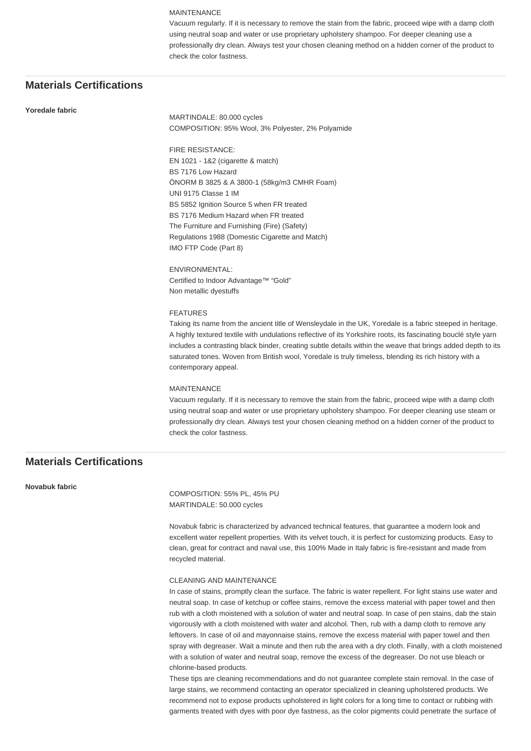MAINTENANCE
Vacuum regularly. If it is necessary to remove the stain from the fabric, proceed wipe with a damp cloth using neutral soap and water or use proprietary upholstery shampoo. For deeper cleaning use a professionally dry clean. Always test your chosen cleaning method on a hidden corner of the product to check the color fastness.

## Materials Certifications

**Yoredale fabric**

MARTINDALE: 80.000 cycles
COMPOSITION: 95% Wool, 3% Polyester, 2% Polyamide

FIRE RESISTANCE:
EN 1021 - 1&2 (cigarette & match)
BS 7176 Low Hazard
ÖNORM B 3825 & A 3800-1 (58kg/m3 CMHR Foam)
UNI 9175 Classe 1 IM
BS 5852 Ignition Source 5 when FR treated
BS 7176 Medium Hazard when FR treated
The Furniture and Furnishing (Fire) (Safety)
Regulations 1988 (Domestic Cigarette and Match)
IMO FTP Code (Part 8)

ENVIRONMENTAL:
Certified to Indoor Advantage™ "Gold"
Non metallic dyestuffs

FEATURES
Taking its name from the ancient title of Wensleydale in the UK, Yoredale is a fabric steeped in heritage. A highly textured textile with undulations reflective of its Yorkshire roots, its fascinating bouclé style yarn includes a contrasting black binder, creating subtle details within the weave that brings added depth to its saturated tones. Woven from British wool, Yoredale is truly timeless, blending its rich history with a contemporary appeal.

MAINTENANCE
Vacuum regularly. If it is necessary to remove the stain from the fabric, proceed wipe with a damp cloth using neutral soap and water or use proprietary upholstery shampoo. For deeper cleaning use steam or professionally dry clean. Always test your chosen cleaning method on a hidden corner of the product to check the color fastness.

## Materials Certifications

**Novabuk fabric**

COMPOSITION: 55% PL, 45% PU
MARTINDALE: 50.000 cycles

Novabuk fabric is characterized by advanced technical features, that guarantee a modern look and excellent water repellent properties. With its velvet touch, it is perfect for customizing products. Easy to clean, great for contract and naval use, this 100% Made in Italy fabric is fire-resistant and made from recycled material.

CLEANING AND MAINTENANCE
In case of stains, promptly clean the surface. The fabric is water repellent. For light stains use water and neutral soap. In case of ketchup or coffee stains, remove the excess material with paper towel and then rub with a cloth moistened with a solution of water and neutral soap. In case of pen stains, dab the stain vigorously with a cloth moistened with water and alcohol. Then, rub with a damp cloth to remove any leftovers. In case of oil and mayonnaise stains, remove the excess material with paper towel and then spray with degreaser. Wait a minute and then rub the area with a dry cloth. Finally, with a cloth moistened with a solution of water and neutral soap, remove the excess of the degreaser. Do not use bleach or chlorine-based products.
These tips are cleaning recommendations and do not guarantee complete stain removal. In the case of large stains, we recommend contacting an operator specialized in cleaning upholstered products. We recommend not to expose products upholstered in light colors for a long time to contact or rubbing with garments treated with dyes with poor dye fastness, as the color pigments could penetrate the surface of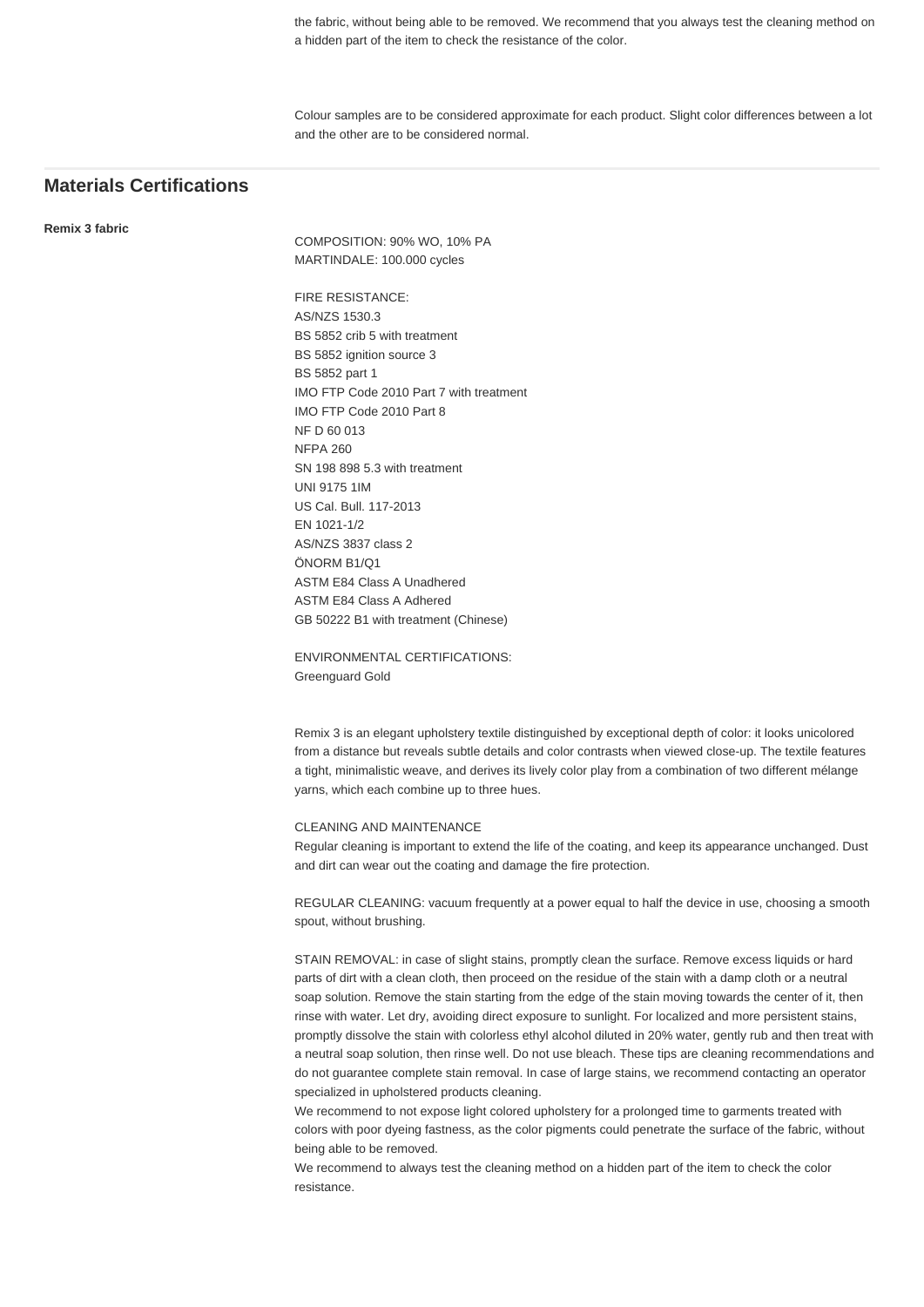the fabric, without being able to be removed. We recommend that you always test the cleaning method on a hidden part of the item to check the resistance of the color.

Colour samples are to be considered approximate for each product. Slight color differences between a lot and the other are to be considered normal.

## Materials Certifications

**Remix 3 fabric**

COMPOSITION: 90% WO, 10% PA
MARTINDALE: 100.000 cycles

FIRE RESISTANCE:
AS/NZS 1530.3
BS 5852 crib 5 with treatment
BS 5852 ignition source 3
BS 5852 part 1
IMO FTP Code 2010 Part 7 with treatment
IMO FTP Code 2010 Part 8
NF D 60 013
NFPA 260
SN 198 898 5.3 with treatment
UNI 9175 1IM
US Cal. Bull. 117-2013
EN 1021-1/2
AS/NZS 3837 class 2
ÖNORM B1/Q1
ASTM E84 Class A Unadhered
ASTM E84 Class A Adhered
GB 50222 B1 with treatment (Chinese)

ENVIRONMENTAL CERTIFICATIONS:
Greenguard Gold

Remix 3 is an elegant upholstery textile distinguished by exceptional depth of color: it looks unicolored from a distance but reveals subtle details and color contrasts when viewed close-up. The textile features a tight, minimalistic weave, and derives its lively color play from a combination of two different mélange yarns, which each combine up to three hues.

CLEANING AND MAINTENANCE
Regular cleaning is important to extend the life of the coating, and keep its appearance unchanged. Dust and dirt can wear out the coating and damage the fire protection.

REGULAR CLEANING: vacuum frequently at a power equal to half the device in use, choosing a smooth spout, without brushing.

STAIN REMOVAL: in case of slight stains, promptly clean the surface. Remove excess liquids or hard parts of dirt with a clean cloth, then proceed on the residue of the stain with a damp cloth or a neutral soap solution. Remove the stain starting from the edge of the stain moving towards the center of it, then rinse with water. Let dry, avoiding direct exposure to sunlight. For localized and more persistent stains, promptly dissolve the stain with colorless ethyl alcohol diluted in 20% water, gently rub and then treat with a neutral soap solution, then rinse well. Do not use bleach. These tips are cleaning recommendations and do not guarantee complete stain removal. In case of large stains, we recommend contacting an operator specialized in upholstered products cleaning.
We recommend to not expose light colored upholstery for a prolonged time to garments treated with colors with poor dyeing fastness, as the color pigments could penetrate the surface of the fabric, without being able to be removed.
We recommend to always test the cleaning method on a hidden part of the item to check the color resistance.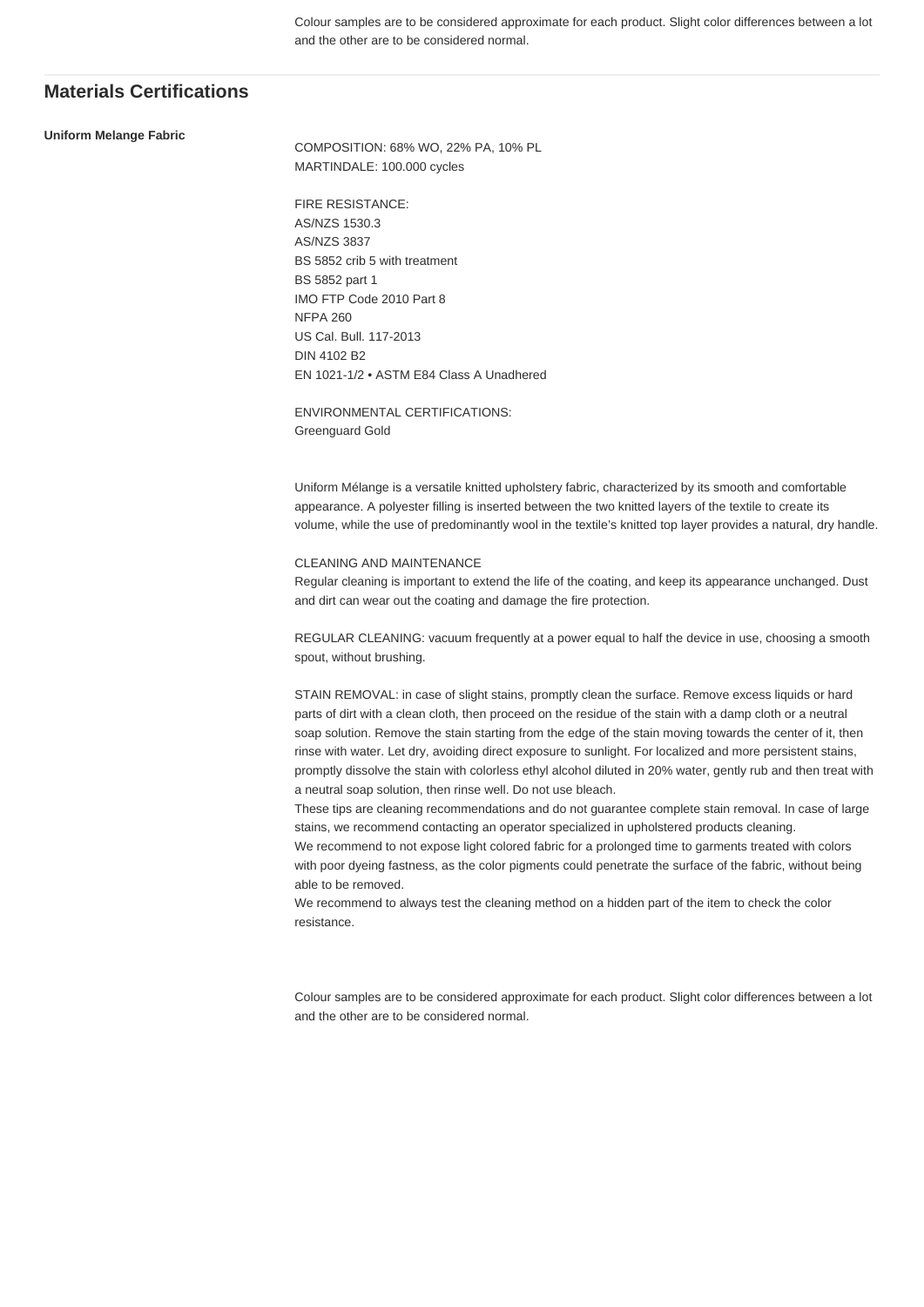Colour samples are to be considered approximate for each product. Slight color differences between a lot and the other are to be considered normal.

## Materials Certifications

**Uniform Melange Fabric**

COMPOSITION: 68% WO, 22% PA, 10% PL
MARTINDALE: 100.000 cycles

FIRE RESISTANCE:
AS/NZS 1530.3
AS/NZS 3837
BS 5852 crib 5 with treatment
BS 5852 part 1
IMO FTP Code 2010 Part 8
NFPA 260
US Cal. Bull. 117-2013
DIN 4102 B2
EN 1021-1/2 • ASTM E84 Class A Unadhered

ENVIRONMENTAL CERTIFICATIONS:
Greenguard Gold

Uniform Mélange is a versatile knitted upholstery fabric, characterized by its smooth and comfortable appearance. A polyester filling is inserted between the two knitted layers of the textile to create its volume, while the use of predominantly wool in the textile's knitted top layer provides a natural, dry handle.

CLEANING AND MAINTENANCE
Regular cleaning is important to extend the life of the coating, and keep its appearance unchanged. Dust and dirt can wear out the coating and damage the fire protection.

REGULAR CLEANING: vacuum frequently at a power equal to half the device in use, choosing a smooth spout, without brushing.

STAIN REMOVAL: in case of slight stains, promptly clean the surface. Remove excess liquids or hard parts of dirt with a clean cloth, then proceed on the residue of the stain with a damp cloth or a neutral soap solution. Remove the stain starting from the edge of the stain moving towards the center of it, then rinse with water. Let dry, avoiding direct exposure to sunlight. For localized and more persistent stains, promptly dissolve the stain with colorless ethyl alcohol diluted in 20% water, gently rub and then treat with a neutral soap solution, then rinse well. Do not use bleach.
These tips are cleaning recommendations and do not guarantee complete stain removal. In case of large stains, we recommend contacting an operator specialized in upholstered products cleaning.
We recommend to not expose light colored fabric for a prolonged time to garments treated with colors with poor dyeing fastness, as the color pigments could penetrate the surface of the fabric, without being able to be removed.
We recommend to always test the cleaning method on a hidden part of the item to check the color resistance.

Colour samples are to be considered approximate for each product. Slight color differences between a lot and the other are to be considered normal.